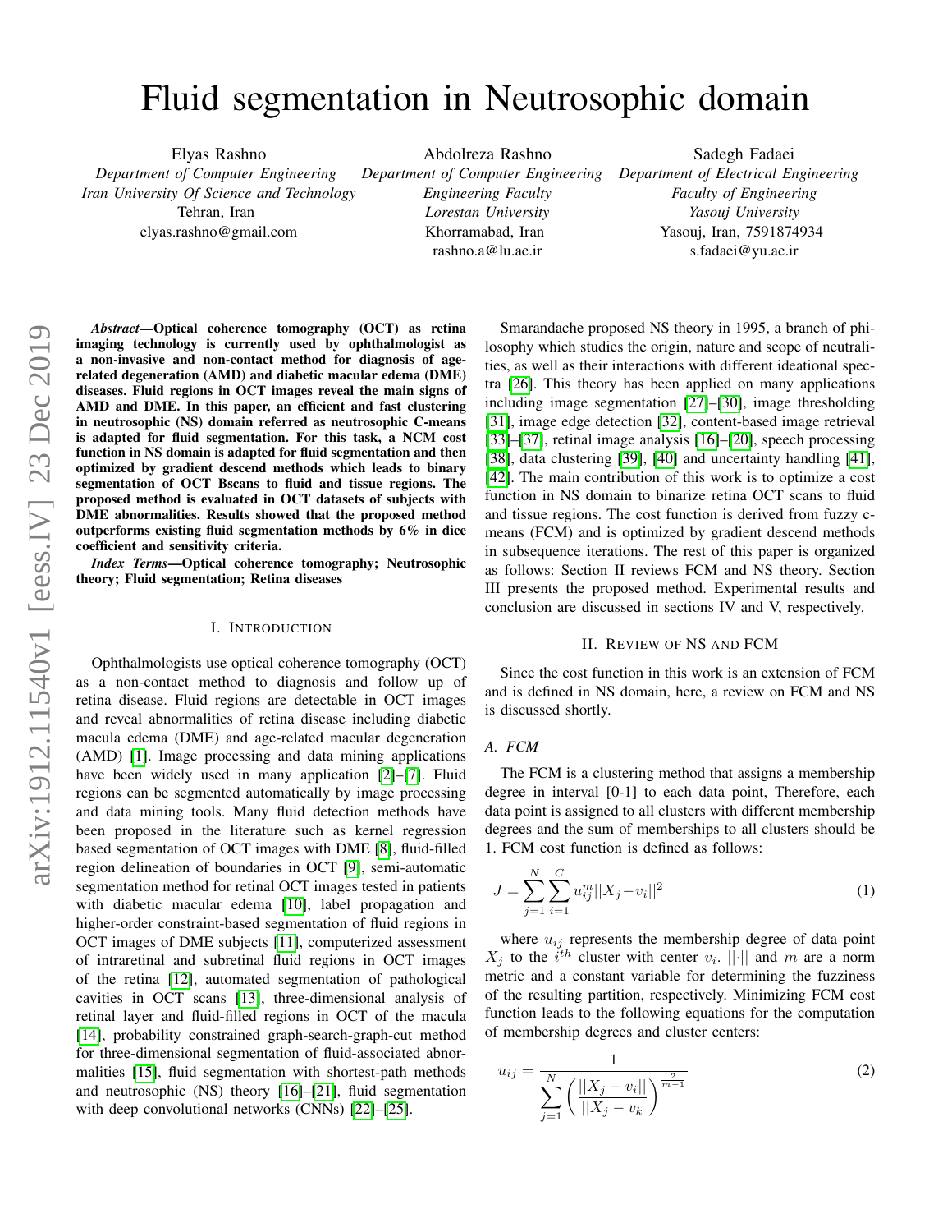# Fluid segmentation in Neutrosophic domain

Elyas Rashno
*Department of Computer Engineering*
*Iran University Of Science and Technology*
Tehran, Iran
elyas.rashno@gmail.com

Abdolreza Rashno
*Department of Computer Engineering*
*Engineering Faculty*
*Lorestan University*
Khorramabad, Iran
rashno.a@lu.ac.ir

Sadegh Fadaei
*Department of Electrical Engineering*
*Faculty of Engineering*
*Yasouj University*
Yasouj, Iran, 7591874934
s.fadaei@yu.ac.ir

***Abstract*—Optical coherence tomography (OCT) as retina imaging technology is currently used by ophthalmologist as a non-invasive and non-contact method for diagnosis of age-related degeneration (AMD) and diabetic macular edema (DME) diseases. Fluid regions in OCT images reveal the main signs of AMD and DME. In this paper, an efficient and fast clustering in neutrosophic (NS) domain referred as neutrosophic C-means is adapted for fluid segmentation. For this task, a NCM cost function in NS domain is adapted for fluid segmentation and then optimized by gradient descend methods which leads to binary segmentation of OCT Bscans to fluid and tissue regions. The proposed method is evaluated in OCT datasets of subjects with DME abnormalities. Results showed that the proposed method outperforms existing fluid segmentation methods by 6% in dice coefficient and sensitivity criteria.**

***Index Terms*—Optical coherence tomography; Neutrosophic theory; Fluid segmentation; Retina diseases**

## I. Introduction

Ophthalmologists use optical coherence tomography (OCT) as a non-contact method to diagnosis and follow up of retina disease. Fluid regions are detectable in OCT images and reveal abnormalities of retina disease including diabetic macula edema (DME) and age-related macular degeneration (AMD) [1]. Image processing and data mining applications have been widely used in many application [2]–[7]. Fluid regions can be segmented automatically by image processing and data mining tools. Many fluid detection methods have been proposed in the literature such as kernel regression based segmentation of OCT images with DME [8], fluid-filled region delineation of boundaries in OCT [9], semi-automatic segmentation method for retinal OCT images tested in patients with diabetic macular edema [10], label propagation and higher-order constraint-based segmentation of fluid regions in OCT images of DME subjects [11], computerized assessment of intraretinal and subretinal fluid regions in OCT images of the retina [12], automated segmentation of pathological cavities in OCT scans [13], three-dimensional analysis of retinal layer and fluid-filled regions in OCT of the macula [14], probability constrained graph-search-graph-cut method for three-dimensional segmentation of fluid-associated abnormalities [15], fluid segmentation with shortest-path methods and neutrosophic (NS) theory [16]–[21], fluid segmentation with deep convolutional networks (CNNs) [22]–[25].

Smarandache proposed NS theory in 1995, a branch of philosophy which studies the origin, nature and scope of neutralities, as well as their interactions with different ideational spectra [26]. This theory has been applied on many applications including image segmentation [27]–[30], image thresholding [31], image edge detection [32], content-based image retrieval [33]–[37], retinal image analysis [16]–[20], speech processing [38], data clustering [39], [40] and uncertainty handling [41], [42]. The main contribution of this work is to optimize a cost function in NS domain to binarize retina OCT scans to fluid and tissue regions. The cost function is derived from fuzzy c-means (FCM) and is optimized by gradient descend methods in subsequence iterations. The rest of this paper is organized as follows: Section II reviews FCM and NS theory. Section III presents the proposed method. Experimental results and conclusion are discussed in sections IV and V, respectively.

## II. Review of NS and FCM

Since the cost function in this work is an extension of FCM and is defined in NS domain, here, a review on FCM and NS is discussed shortly.

### *A. FCM*

The FCM is a clustering method that assigns a membership degree in interval [0-1] to each data point, Therefore, each data point is assigned to all clusters with different membership degrees and the sum of memberships to all clusters should be 1. FCM cost function is defined as follows:

$$J = \sum_{j=1}^{N} \sum_{i=1}^{C} u_{ij}^{m} ||X_j - v_i||^2 \tag{1}$$

where $u_{ij}$ represents the membership degree of data point $X_j$ to the $i^{th}$ cluster with center $v_i$. $||\cdot||$ and $m$ are a norm metric and a constant variable for determining the fuzziness of the resulting partition, respectively. Minimizing FCM cost function leads to the following equations for the computation of membership degrees and cluster centers:

$$u_{ij} = \frac{1}{\sum_{j=1}^{N} \left( \frac{||X_j - v_i||}{||X_j - v_k} \right)^{\frac{2}{m-1}}} \tag{2}$$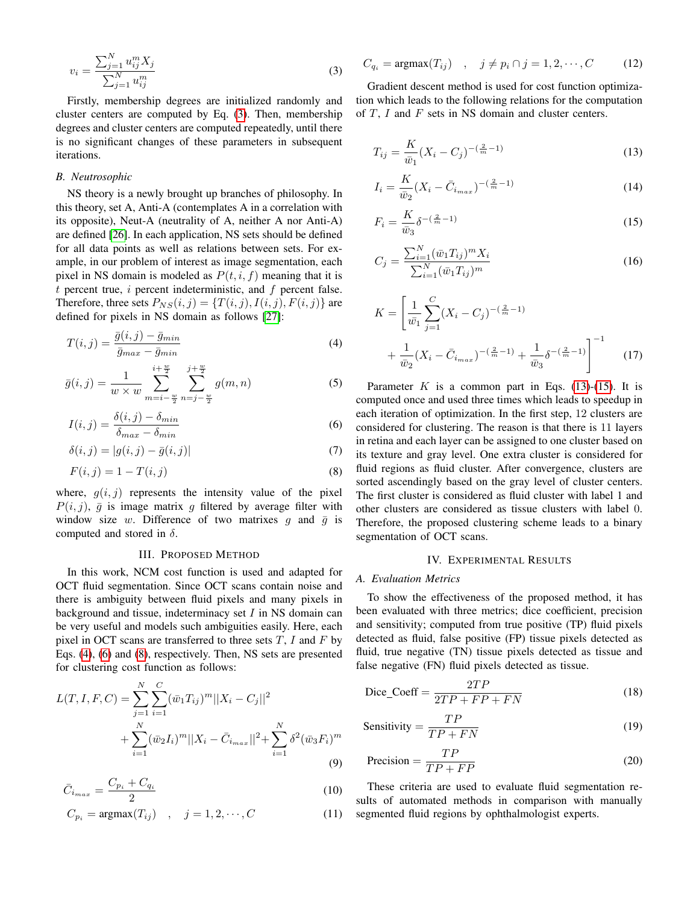$$v_i = \frac{\sum_{j=1}^{N} u_{ij}^m X_j}{\sum_{j=1}^{N} u_{ij}^m} \tag{3}$$

Firstly, membership degrees are initialized randomly and cluster centers are computed by Eq. (3). Then, membership degrees and cluster centers are computed repeatedly, until there is no significant changes of these parameters in subsequent iterations.

### B. Neutrosophic

NS theory is a newly brought up branches of philosophy. In this theory, set A, Anti-A (contemplates A in a correlation with its opposite), Neut-A (neutrality of A, neither A nor Anti-A) are defined [26]. In each application, NS sets should be defined for all data points as well as relations between sets. For example, in our problem of interest as image segmentation, each pixel in NS domain is modeled as $P(t, i, f)$ meaning that it is $t$ percent true, $i$ percent indeterministic, and $f$ percent false. Therefore, three sets $P_{NS}(i,j) = \{T(i,j), I(i,j), F(i,j)\}$ are defined for pixels in NS domain as follows [27]:

$$T(i,j) = \frac{\bar{g}(i,j) - \bar{g}_{min}}{\bar{g}_{max} - \bar{g}_{min}} \tag{4}$$

$$\bar{g}(i,j) = \frac{1}{w \times w} \sum_{m=i-\frac{w}{2}}^{i+\frac{w}{2}} \sum_{n=j-\frac{w}{2}}^{j+\frac{w}{2}} g(m,n) \tag{5}$$

$$I(i,j) = \frac{\delta(i,j) - \delta_{min}}{\delta_{max} - \delta_{min}} \tag{6}$$

$$\delta(i,j) = |g(i,j) - \bar{g}(i,j)| \tag{7}$$

$$F(i,j) = 1 - T(i,j) \tag{8}$$

where, $g(i,j)$ represents the intensity value of the pixel $P(i,j)$, $\bar{g}$ is image matrix $g$ filtered by average filter with window size $w$. Difference of two matrixes $g$ and $\bar{g}$ is computed and stored in $\delta$.

## III. Proposed Method

In this work, NCM cost function is used and adapted for OCT fluid segmentation. Since OCT scans contain noise and there is ambiguity between fluid pixels and many pixels in background and tissue, indeterminacy set $I$ in NS domain can be very useful and models such ambiguities easily. Here, each pixel in OCT scans are transferred to three sets $T$, $I$ and $F$ by Eqs. (4), (6) and (8), respectively. Then, NS sets are presented for clustering cost function as follows:

$$L(T,I,F,C) = \sum_{j=1}^{N} \sum_{i=1}^{C} (\bar{w}_1 T_{ij})^m ||X_i - C_j||^2 + \sum_{i=1}^{N} (\bar{w}_2 I_i)^m ||X_i - \bar{C}_{i_{max}}||^2 + \sum_{i=1}^{N} \delta^2 (\bar{w}_3 F_i)^m \tag{9}$$

$$\bar{C}_{i_{max}} = \frac{C_{p_i} + C_{q_i}}{2} \tag{10}$$

$$C_{p_i} = \text{argmax}(T_{ij}) \quad , \quad j = 1, 2, \cdots, C \tag{11}$$

$$C_{q_i} = \text{argmax}(T_{ij}) \quad , \quad j \neq p_i \cap j = 1, 2, \cdots, C \tag{12}$$

Gradient descent method is used for cost function optimization which leads to the following relations for the computation of $T$, $I$ and $F$ sets in NS domain and cluster centers.

$$T_{ij} = \frac{K}{\bar{w}_1} (X_i - C_j)^{-(\frac{2}{m}-1)} \tag{13}$$

$$I_i = \frac{K}{\bar{w}_2} (X_i - \bar{C}_{i_{max}})^{-(\frac{2}{m}-1)} \tag{14}$$

$$F_i = \frac{K}{\bar{w}_3} \delta^{-(\frac{2}{m}-1)} \tag{15}$$

$$C_j = \frac{\sum_{i=1}^{N} (\bar{w}_1 T_{ij})^m X_i}{\sum_{i=1}^{N} (\bar{w}_1 T_{ij})^m} \tag{16}$$

$$K = \left[ \frac{1}{\bar{w}_1} \sum_{j=1}^{C} (X_i - C_j)^{-(\frac{2}{m}-1)} + \frac{1}{\bar{w}_2} (X_i - \bar{C}_{i_{max}})^{-(\frac{2}{m}-1)} + \frac{1}{\bar{w}_3} \delta^{-(\frac{2}{m}-1)} \right]^{-1} \tag{17}$$

Parameter $K$ is a common part in Eqs. (13)-(15). It is computed once and used three times which leads to speedup in each iteration of optimization. In the first step, 12 clusters are considered for clustering. The reason is that there is 11 layers in retina and each layer can be assigned to one cluster based on its texture and gray level. One extra cluster is considered for fluid regions as fluid cluster. After convergence, clusters are sorted ascendingly based on the gray level of cluster centers. The first cluster is considered as fluid cluster with label 1 and other clusters are considered as tissue clusters with label 0. Therefore, the proposed clustering scheme leads to a binary segmentation of OCT scans.

## IV. Experimental Results

### A. Evaluation Metrics

To show the effectiveness of the proposed method, it has been evaluated with three metrics; dice coefficient, precision and sensitivity; computed from true positive (TP) fluid pixels detected as fluid, false positive (FP) tissue pixels detected as fluid, true negative (TN) tissue pixels detected as tissue and false negative (FN) fluid pixels detected as tissue.

$$\text{Dice\_Coeff} = \frac{2TP}{2TP + FP + FN} \tag{18}$$

$$\text{Sensitivity} = \frac{TP}{TP + FN} \tag{19}$$

$$\text{Precision} = \frac{TP}{TP + FP} \tag{20}$$

These criteria are used to evaluate fluid segmentation results of automated methods in comparison with manually segmented fluid regions by ophthalmologist experts.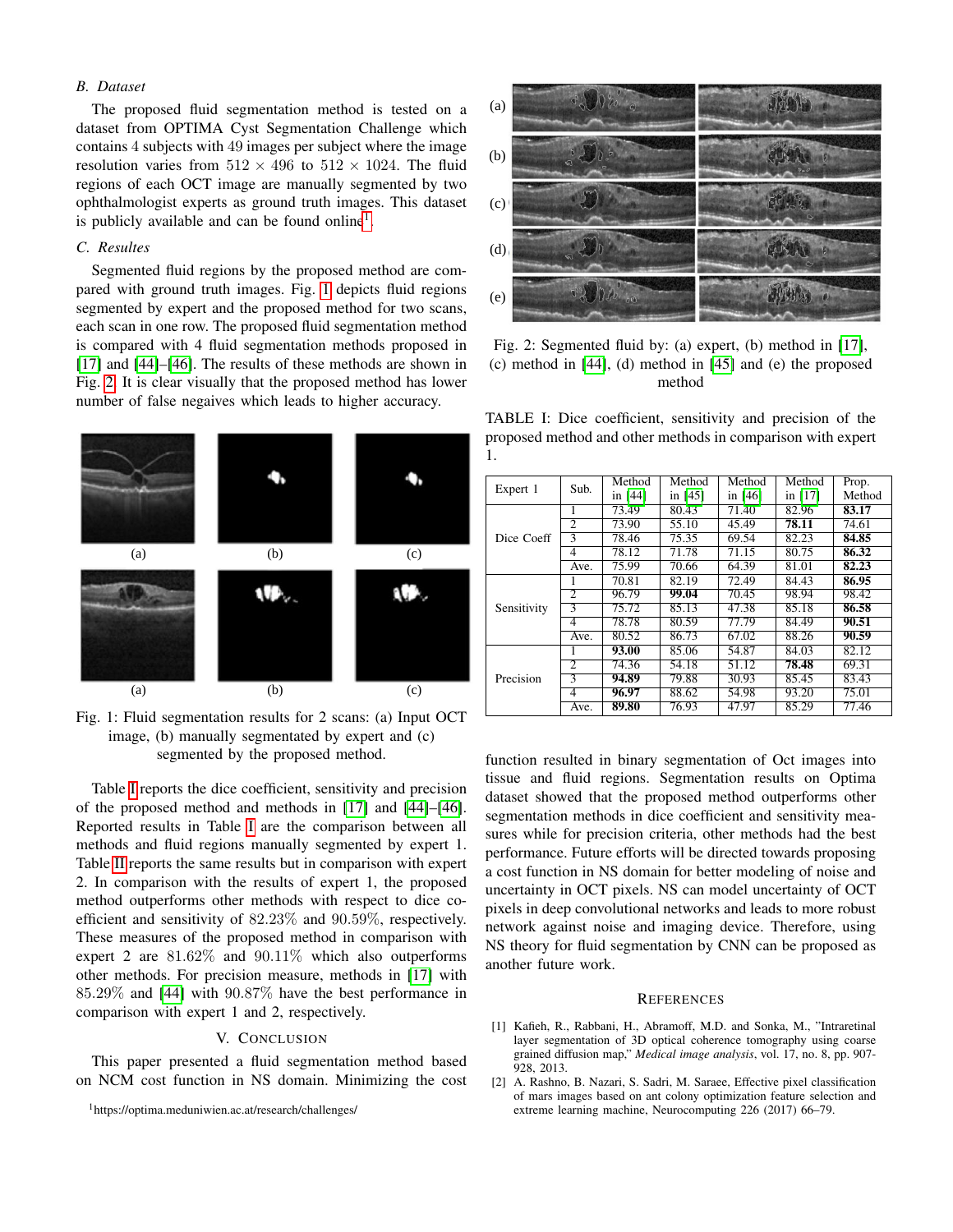### B. Dataset

The proposed fluid segmentation method is tested on a dataset from OPTIMA Cyst Segmentation Challenge which contains 4 subjects with 49 images per subject where the image resolution varies from $512 \times 496$ to $512 \times 1024$. The fluid regions of each OCT image are manually segmented by two ophthalmologist experts as ground truth images. This dataset is publicly available and can be found online[1].

### C. Resultes

Segmented fluid regions by the proposed method are compared with ground truth images. Fig. 1 depicts fluid regions segmented by expert and the proposed method for two scans, each scan in one row. The proposed fluid segmentation method is compared with 4 fluid segmentation methods proposed in [17] and [44]–[46]. The results of these methods are shown in Fig. 2. It is clear visually that the proposed method has lower number of false negaives which leads to higher accuracy.

Fig. 1: Fluid segmentation results for 2 scans: (a) Input OCT image, (b) manually segmentated by expert and (c) segmented by the proposed method.

Fig. 2: Segmented fluid by: (a) expert, (b) method in [17], (c) method in [44], (d) method in [45] and (e) the proposed method

TABLE I: Dice coefficient, sensitivity and precision of the proposed method and other methods in comparison with expert 1.

| Expert 1 | Sub. | Method in [44] | Method in [45] | Method in [46] | Method in [17] | Prop. Method |
|---|---|---|---|---|---|---|
| Dice Coeff | 1 | 73.49 | 80.43 | 71.40 | 82.96 | **83.17** |
| | 2 | 73.90 | 55.10 | 45.49 | **78.11** | 74.61 |
| | 3 | 78.46 | 75.35 | 69.54 | 82.23 | **84.85** |
| | 4 | 78.12 | 71.78 | 71.15 | 80.75 | **86.32** |
| | Ave. | 75.99 | 70.66 | 64.39 | 81.01 | **82.23** |
| Sensitivity | 1 | 70.81 | 82.19 | 72.49 | 84.43 | **86.95** |
| | 2 | 96.79 | **99.04** | 70.45 | 98.94 | 98.42 |
| | 3 | 75.72 | 85.13 | 47.38 | 85.18 | **86.58** |
| | 4 | 78.78 | 80.59 | 77.79 | 84.49 | **90.51** |
| | Ave. | 80.52 | 86.73 | 67.02 | 88.26 | **90.59** |
| Precision | 1 | **93.00** | 85.06 | 54.87 | 84.03 | 82.12 |
| | 2 | 74.36 | 54.18 | 51.12 | **78.48** | 69.31 |
| | 3 | **94.89** | 79.88 | 30.93 | 85.45 | 83.43 |
| | 4 | **96.97** | 88.62 | 54.98 | 93.20 | 75.01 |
| | Ave. | **89.80** | 76.93 | 47.97 | 85.29 | 77.46 |

Table I reports the dice coefficient, sensitivity and precision of the proposed method and methods in [17] and [44]–[46]. Reported results in Table I are the comparison between all methods and fluid regions manually segmented by expert 1. Table II reports the same results but in comparison with expert 2. In comparison with the results of expert 1, the proposed method outperforms other methods with respect to dice coefficient and sensitivity of 82.23% and 90.59%, respectively. These measures of the proposed method in comparison with expert 2 are 81.62% and 90.11% which also outperforms other methods. For precision measure, methods in [17] with 85.29% and [44] with 90.87% have the best performance in comparison with expert 1 and 2, respectively.

## V. Conclusion

This paper presented a fluid segmentation method based on NCM cost function in NS domain. Minimizing the cost function resulted in binary segmentation of Oct images into tissue and fluid regions. Segmentation results on Optima dataset showed that the proposed method outperforms other segmentation methods in dice coefficient and sensitivity measures while for precision criteria, other methods had the best performance. Future efforts will be directed towards proposing a cost function in NS domain for better modeling of noise and uncertainty in OCT pixels. NS can model uncertainty of OCT pixels in deep convolutional networks and leads to more robust network against noise and imaging device. Therefore, using NS theory for fluid segmentation by CNN can be proposed as another future work.

[1] https://optima.meduniwien.ac.at/research/challenges/

## References

[1] Kafieh, R., Rabbani, H., Abramoff, M.D. and Sonka, M., "Intraretinal layer segmentation of 3D optical coherence tomography using coarse grained diffusion map," *Medical image analysis*, vol. 17, no. 8, pp. 907-928, 2013.

[2] A. Rashno, B. Nazari, S. Sadri, M. Saraee, Effective pixel classification of mars images based on ant colony optimization feature selection and extreme learning machine, Neurocomputing 226 (2017) 66–79.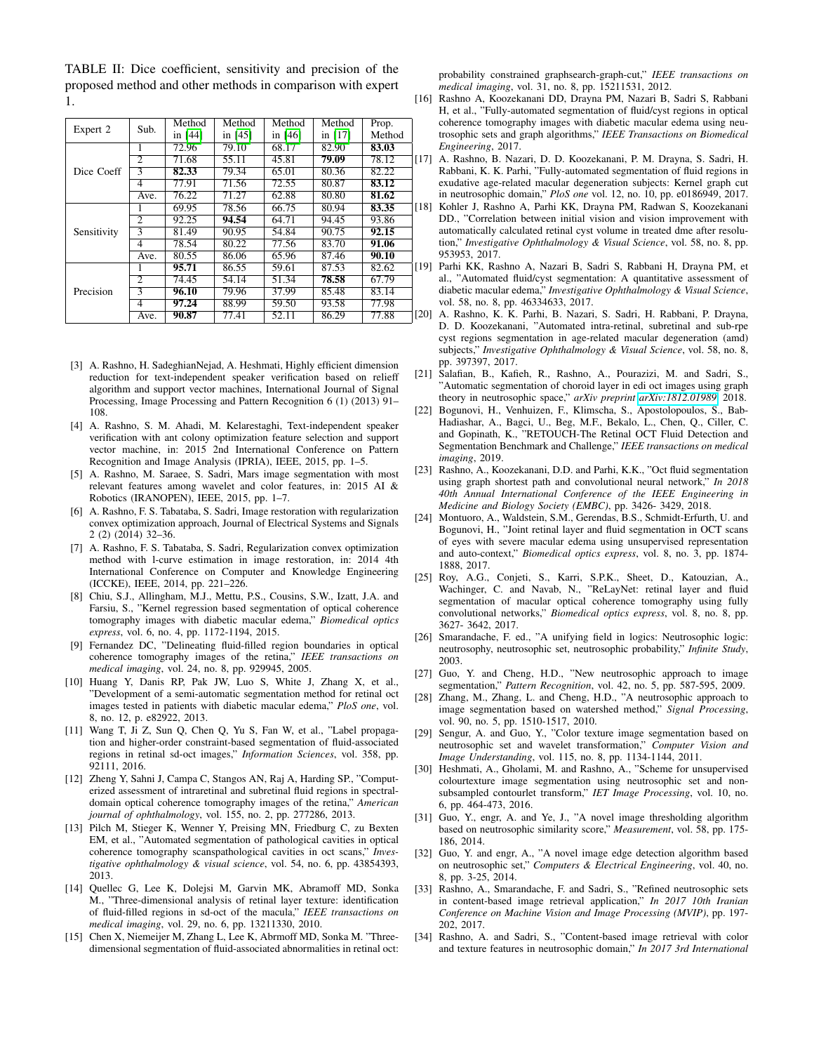TABLE II: Dice coefficient, sensitivity and precision of the proposed method and other methods in comparison with expert 1.

| Expert 2 | Sub. | Method in [44] | Method in [45] | Method in [46] | Method in [17] | Prop. Method |
|---|---|---|---|---|---|---|
| Dice Coeff | 1 | 72.96 | 79.10 | 68.17 | 82.90 | **83.03** |
| | 2 | 71.68 | 55.11 | 45.81 | **79.09** | 78.12 |
| | 3 | **82.33** | 79.34 | 65.01 | 80.36 | 82.22 |
| | 4 | 77.91 | 71.56 | 72.55 | 80.87 | **83.12** |
| | Ave. | 76.22 | 71.27 | 62.88 | 80.80 | **81.62** |
| Sensitivity | 1 | 69.95 | 78.56 | 66.75 | 80.94 | **83.35** |
| | 2 | 92.25 | **94.54** | 64.71 | 94.45 | 93.86 |
| | 3 | 81.49 | 90.95 | 54.84 | 90.75 | **92.15** |
| | 4 | 78.54 | 80.22 | 77.56 | 83.70 | **91.06** |
| | Ave. | 80.55 | 86.06 | 65.96 | 87.46 | **90.10** |
| Precision | 1 | **95.71** | 86.55 | 59.61 | 87.53 | 82.62 |
| | 2 | 74.45 | 54.14 | 51.34 | **78.58** | 67.79 |
| | 3 | **96.10** | 79.96 | 37.99 | 85.48 | 83.14 |
| | 4 | **97.24** | 88.99 | 59.50 | 93.58 | 77.98 |
| | Ave. | **90.87** | 77.41 | 52.11 | 86.29 | 77.88 |

[3] A. Rashno, H. SadeghianNejad, A. Heshmati, Highly efficient dimension reduction for text-independent speaker verification based on relieff algorithm and support vector machines, International Journal of Signal Processing, Image Processing and Pattern Recognition 6 (1) (2013) 91–108.

[4] A. Rashno, S. M. Ahadi, M. Kelarestaghi, Text-independent speaker verification with ant colony optimization feature selection and support vector machine, in: 2015 2nd International Conference on Pattern Recognition and Image Analysis (IPRIA), IEEE, 2015, pp. 1–5.

[5] A. Rashno, M. Saraee, S. Sadri, Mars image segmentation with most relevant features among wavelet and color features, in: 2015 AI & Robotics (IRANOPEN), IEEE, 2015, pp. 1–7.

[6] A. Rashno, F. S. Tabataba, S. Sadri, Image restoration with regularization convex optimization approach, Journal of Electrical Systems and Signals 2 (2) (2014) 32–36.

[7] A. Rashno, F. S. Tabataba, S. Sadri, Regularization convex optimization method with l-curve estimation in image restoration, in: 2014 4th International Conference on Computer and Knowledge Engineering (ICCKE), IEEE, 2014, pp. 221–226.

[8] Chiu, S.J., Allingham, M.J., Mettu, P.S., Cousins, S.W., Izatt, J.A. and Farsiu, S., "Kernel regression based segmentation of optical coherence tomography images with diabetic macular edema," *Biomedical optics express*, vol. 6, no. 4, pp. 1172-1194, 2015.

[9] Fernandez DC, "Delineating fluid-filled region boundaries in optical coherence tomography images of the retina," *IEEE transactions on medical imaging*, vol. 24, no. 8, pp. 929945, 2005.

[10] Huang Y, Danis RP, Pak JW, Luo S, White J, Zhang X, et al., "Development of a semi-automatic segmentation method for retinal oct images tested in patients with diabetic macular edema," *PloS one*, vol. 8, no. 12, p. e82922, 2013.

[11] Wang T, Ji Z, Sun Q, Chen Q, Yu S, Fan W, et al., "Label propagation and higher-order constraint-based segmentation of fluid-associated regions in retinal sd-oct images," *Information Sciences*, vol. 358, pp. 92111, 2016.

[12] Zheng Y, Sahni J, Campa C, Stangos AN, Raj A, Harding SP., "Computerized assessment of intraretinal and subretinal fluid regions in spectral-domain optical coherence tomography images of the retina," *American journal of ophthalmology*, vol. 155, no. 2, pp. 277286, 2013.

[13] Pilch M, Stieger K, Wenner Y, Preising MN, Friedburg C, zu Bexten EM, et al., "Automated segmentation of pathological cavities in optical coherence tomography scanspathological cavities in oct scans," *Investigative ophthalmology & visual science*, vol. 54, no. 6, pp. 43854393, 2013.

[14] Quellec G, Lee K, Dolejsi M, Garvin MK, Abramoff MD, Sonka M., "Three-dimensional analysis of retinal layer texture: identification of fluid-filled regions in sd-oct of the macula," *IEEE transactions on medical imaging*, vol. 29, no. 6, pp. 13211330, 2010.

[15] Chen X, Niemeijer M, Zhang L, Lee K, Abrmoff MD, Sonka M. "Three-dimensional segmentation of fluid-associated abnormalities in retinal oct: probability constrained graphsearch-graph-cut," *IEEE transactions on medical imaging*, vol. 31, no. 8, pp. 15211531, 2012.

[16] Rashno A, Koozekanani DD, Drayna PM, Nazari B, Sadri S, Rabbani H, et al., "Fully-automated segmentation of fluid/cyst regions in optical coherence tomography images with diabetic macular edema using neutrosophic sets and graph algorithms," *IEEE Transactions on Biomedical Engineering*, 2017.

[17] A. Rashno, B. Nazari, D. D. Koozekanani, P. M. Drayna, S. Sadri, H. Rabbani, K. K. Parhi, "Fully-automated segmentation of fluid regions in exudative age-related macular degeneration subjects: Kernel graph cut in neutrosophic domain," *PloS one* vol. 12, no. 10, pp. e0186949, 2017.

[18] Kohler J, Rashno A, Parhi KK, Drayna PM, Radwan S, Koozekanani DD., "Correlation between initial vision and vision improvement with automatically calculated retinal cyst volume in treated dme after resolution," *Investigative Ophthalmology & Visual Science*, vol. 58, no. 8, pp. 953953, 2017.

[19] Parhi KK, Rashno A, Nazari B, Sadri S, Rabbani H, Drayna PM, et al., "Automated fluid/cyst segmentation: A quantitative assessment of diabetic macular edema," *Investigative Ophthalmology & Visual Science*, vol. 58, no. 8, pp. 46334633, 2017.

[20] A. Rashno, K. K. Parhi, B. Nazari, S. Sadri, H. Rabbani, P. Drayna, D. D. Koozekanani, "Automated intra-retinal, subretinal and sub-rpe cyst regions segmentation in age-related macular degeneration (amd) subjects," *Investigative Ophthalmology & Visual Science*, vol. 58, no. 8, pp. 397397, 2017.

[21] Salafian, B., Kafieh, R., Rashno, A., Pourazizi, M. and Sadri, S., "Automatic segmentation of choroid layer in edi oct images using graph theory in neutrosophic space," *arXiv preprint* arXiv:1812.01989, 2018.

[22] Bogunovi, H., Venhuizen, F., Klimscha, S., Apostolopoulos, S., Bab-Hadiashar, A., Bagci, U., Beg, M.F., Bekalo, L., Chen, Q., Ciller, C. and Gopinath, K., "RETOUCH-The Retinal OCT Fluid Detection and Segmentation Benchmark and Challenge," *IEEE transactions on medical imaging*, 2019.

[23] Rashno, A., Koozekanani, D.D. and Parhi, K.K., "Oct fluid segmentation using graph shortest path and convolutional neural network," *In 2018 40th Annual International Conference of the IEEE Engineering in Medicine and Biology Society (EMBC)*, pp. 3426- 3429, 2018.

[24] Montuoro, A., Waldstein, S.M., Gerendas, B.S., Schmidt-Erfurth, U. and Bogunovi, H., "Joint retinal layer and fluid segmentation in OCT scans of eyes with severe macular edema using unsupervised representation and auto-context," *Biomedical optics express*, vol. 8, no. 3, pp. 1874-1888, 2017.

[25] Roy, A.G., Conjeti, S., Karri, S.P.K., Sheet, D., Katouzian, A., Wachinger, C. and Navab, N., "ReLayNet: retinal layer and fluid segmentation of macular optical coherence tomography using fully convolutional networks," *Biomedical optics express*, vol. 8, no. 8, pp. 3627- 3642, 2017.

[26] Smarandache, F. ed., "A unifying field in logics: Neutrosophic logic: neutrosophy, neutrosophic set, neutrosophic probability," *Infinite Study*, 2003.

[27] Guo, Y. and Cheng, H.D., "New neutrosophic approach to image segmentation," *Pattern Recognition*, vol. 42, no. 5, pp. 587-595, 2009.

[28] Zhang, M., Zhang, L. and Cheng, H.D., "A neutrosophic approach to image segmentation based on watershed method," *Signal Processing*, vol. 90, no. 5, pp. 1510-1517, 2010.

[29] Sengur, A. and Guo, Y., "Color texture image segmentation based on neutrosophic set and wavelet transformation," *Computer Vision and Image Understanding*, vol. 115, no. 8, pp. 1134-1144, 2011.

[30] Heshmati, A., Gholami, M. and Rashno, A., "Scheme for unsupervised colourtexture image segmentation using neutrosophic set and non-subsampled contourlet transform," *IET Image Processing*, vol. 10, no. 6, pp. 464-473, 2016.

[31] Guo, Y., engr, A. and Ye, J., "A novel image thresholding algorithm based on neutrosophic similarity score," *Measurement*, vol. 58, pp. 175-186, 2014.

[32] Guo, Y. and engr, A., "A novel image edge detection algorithm based on neutrosophic set," *Computers & Electrical Engineering*, vol. 40, no. 8, pp. 3-25, 2014.

[33] Rashno, A., Smarandache, F. and Sadri, S., "Refined neutrosophic sets in content-based image retrieval application," *In 2017 10th Iranian Conference on Machine Vision and Image Processing (MVIP)*, pp. 197-202, 2017.

[34] Rashno, A. and Sadri, S., "Content-based image retrieval with color and texture features in neutrosophic domain," *In 2017 3rd International*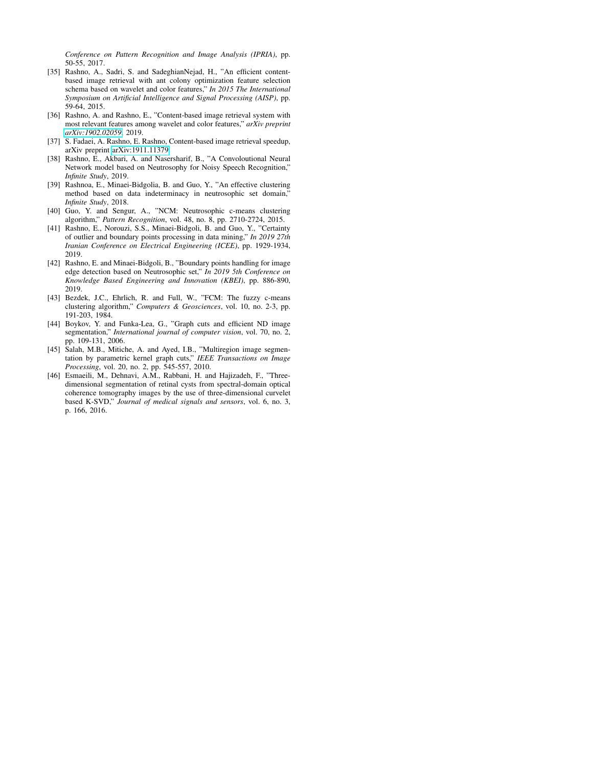*Conference on Pattern Recognition and Image Analysis (IPRIA)*, pp. 50-55, 2017.

[35] Rashno, A., Sadri, S. and SadeghianNejad, H., "An efficient content-based image retrieval with ant colony optimization feature selection schema based on wavelet and color features," *In 2015 The International Symposium on Artificial Intelligence and Signal Processing (AISP)*, pp. 59-64, 2015.

[36] Rashno, A. and Rashno, E., "Content-based image retrieval system with most relevant features among wavelet and color features," *arXiv preprint arXiv:1902.02059*, 2019.

[37] S. Fadaei, A. Rashno, E. Rashno, Content-based image retrieval speedup, arXiv preprint arXiv:1911.11379

[38] Rashno, E., Akbari, A. and Nasersharif, B., "A Convoloutional Neural Network model based on Neutrosophy for Noisy Speech Recognition," *Infinite Study*, 2019.

[39] Rashnoa, E., Minaei-Bidgolia, B. and Guo, Y., "An effective clustering method based on data indeterminacy in neutrosophic set domain," *Infinite Study*, 2018.

[40] Guo, Y. and Sengur, A., "NCM: Neutrosophic c-means clustering algorithm," *Pattern Recognition*, vol. 48, no. 8, pp. 2710-2724, 2015.

[41] Rashno, E., Norouzi, S.S., Minaei-Bidgoli, B. and Guo, Y., "Certainty of outlier and boundary points processing in data mining," *In 2019 27th Iranian Conference on Electrical Engineering (ICEE)*, pp. 1929-1934, 2019.

[42] Rashno, E. and Minaei-Bidgoli, B., "Boundary points handling for image edge detection based on Neutrosophic set," *In 2019 5th Conference on Knowledge Based Engineering and Innovation (KBEI)*, pp. 886-890, 2019.

[43] Bezdek, J.C., Ehrlich, R. and Full, W., "FCM: The fuzzy c-means clustering algorithm," *Computers & Geosciences*, vol. 10, no. 2-3, pp. 191-203, 1984.

[44] Boykov, Y. and Funka-Lea, G., "Graph cuts and efficient ND image segmentation," *International journal of computer vision*, vol. 70, no. 2, pp. 109-131, 2006.

[45] Salah, M.B., Mitiche, A. and Ayed, I.B., "Multiregion image segmentation by parametric kernel graph cuts," *IEEE Transactions on Image Processing*, vol. 20, no. 2, pp. 545-557, 2010.

[46] Esmaeili, M., Dehnavi, A.M., Rabbani, H. and Hajizadeh, F., "Three-dimensional segmentation of retinal cysts from spectral-domain optical coherence tomography images by the use of three-dimensional curvelet based K-SVD," *Journal of medical signals and sensors*, vol. 6, no. 3, p. 166, 2016.